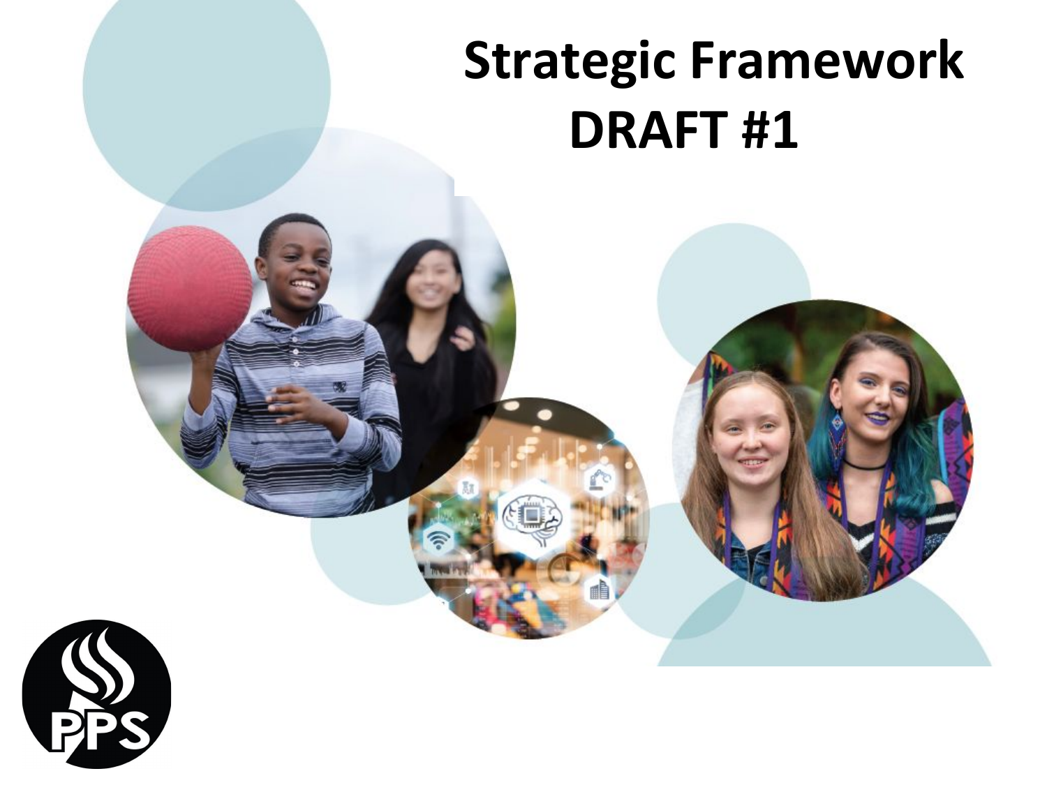# Strategic Framework DRAFT #1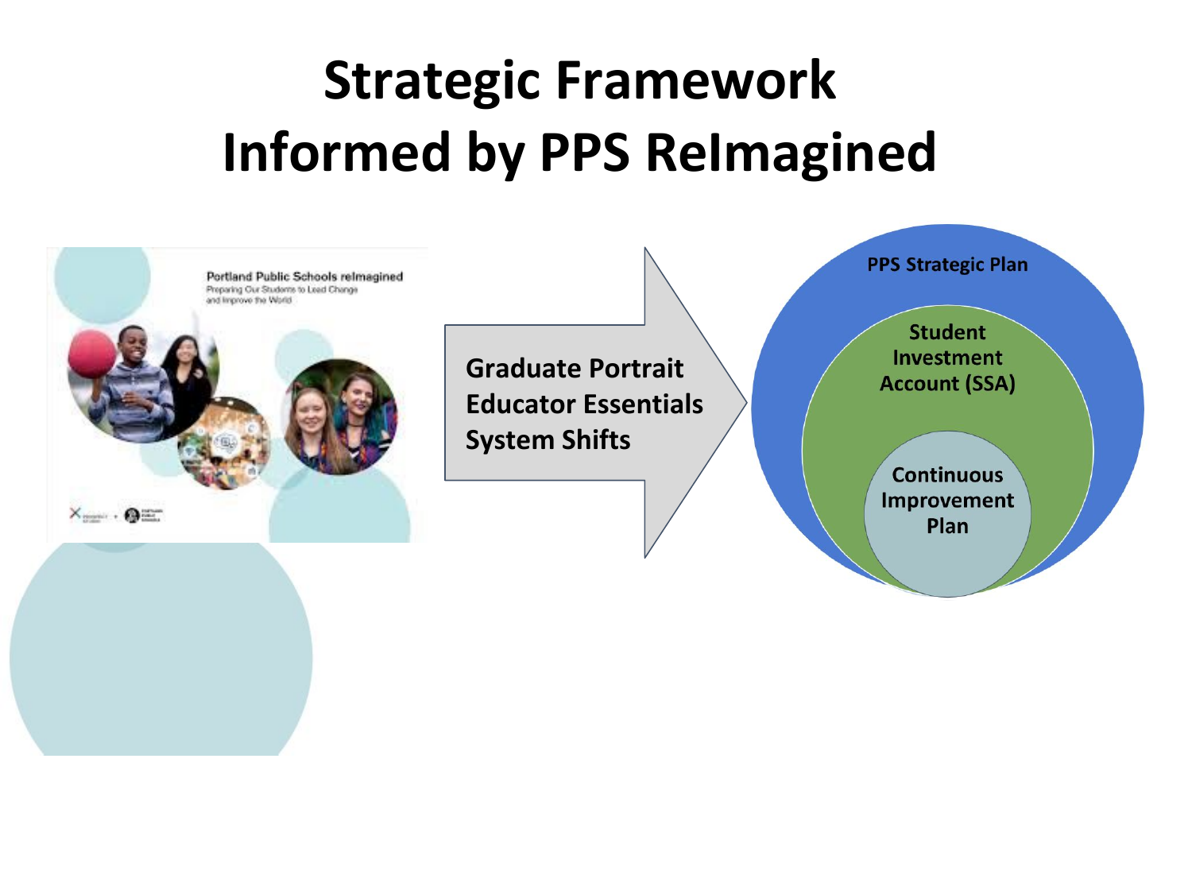# Strategic Framework
# Informed by PPS ReImagined

Portland Public Schools reImagined
Preparing Our Students to Lead Change and Improve the World

Graduate Portrait
Educator Essentials
System Shifts

PPS Strategic Plan

Student Investment Account (SSA)

Continuous Improvement Plan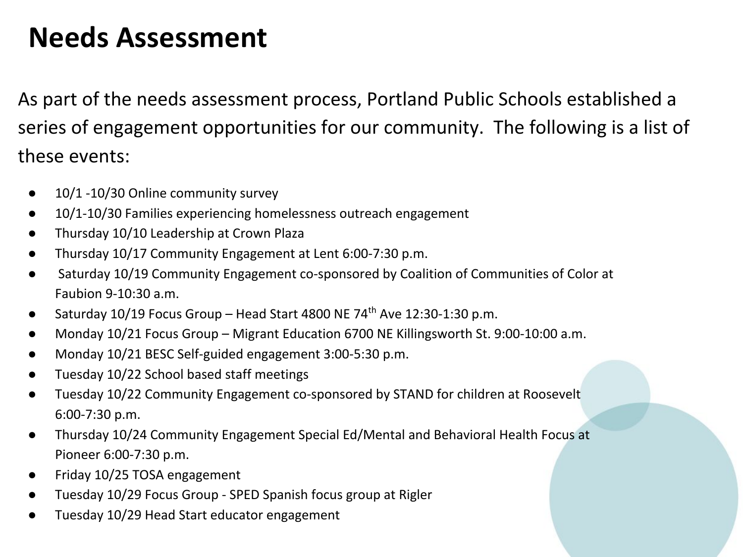# Needs Assessment

As part of the needs assessment process, Portland Public Schools established a series of engagement opportunities for our community. The following is a list of these events:

- 10/1 -10/30 Online community survey
- 10/1-10/30 Families experiencing homelessness outreach engagement
- Thursday 10/10 Leadership at Crown Plaza
- Thursday 10/17 Community Engagement at Lent 6:00-7:30 p.m.
- Saturday 10/19 Community Engagement co-sponsored by Coalition of Communities of Color at Faubion 9-10:30 a.m.
- Saturday 10/19 Focus Group – Head Start 4800 NE 74th Ave 12:30-1:30 p.m.
- Monday 10/21 Focus Group – Migrant Education 6700 NE Killingsworth St. 9:00-10:00 a.m.
- Monday 10/21 BESC Self-guided engagement 3:00-5:30 p.m.
- Tuesday 10/22 School based staff meetings
- Tuesday 10/22 Community Engagement co-sponsored by STAND for children at Roosevelt 6:00-7:30 p.m.
- Thursday 10/24 Community Engagement Special Ed/Mental and Behavioral Health Focus at Pioneer 6:00-7:30 p.m.
- Friday 10/25 TOSA engagement
- Tuesday 10/29 Focus Group - SPED Spanish focus group at Rigler
- Tuesday 10/29 Head Start educator engagement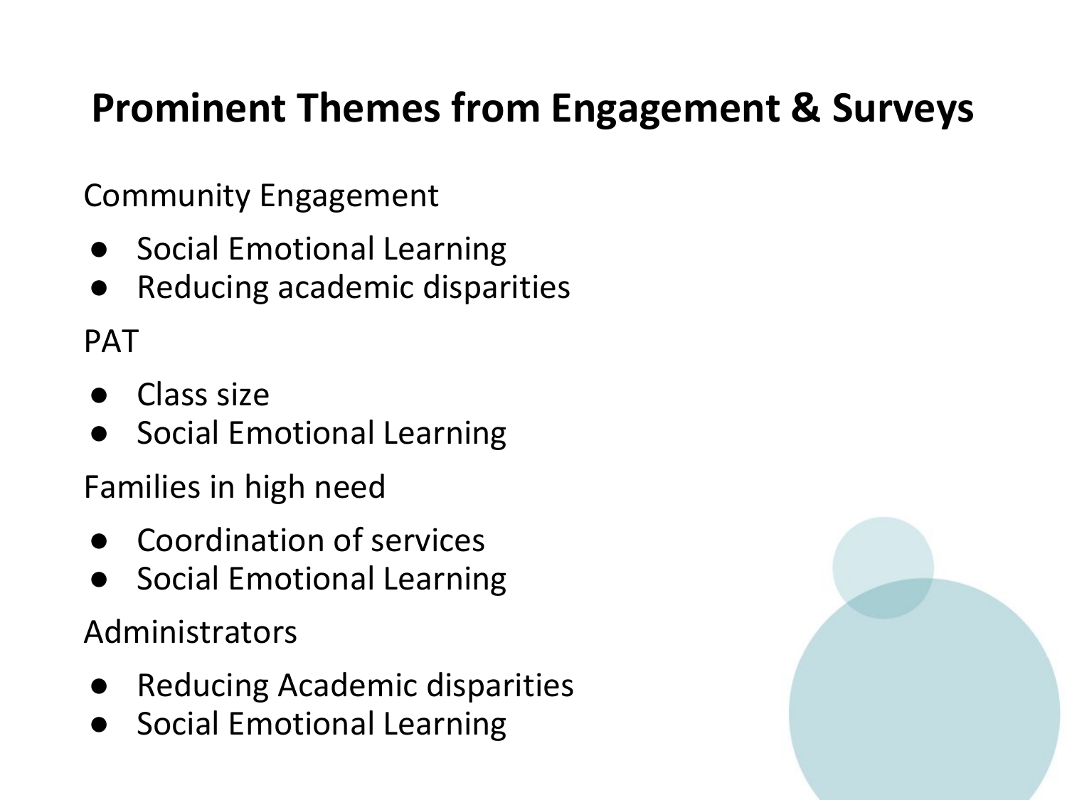# Prominent Themes from Engagement & Surveys

Community Engagement

- Social Emotional Learning
- Reducing academic disparities

PAT

- Class size
- Social Emotional Learning

Families in high need

- Coordination of services
- Social Emotional Learning

Administrators

- Reducing Academic disparities
- Social Emotional Learning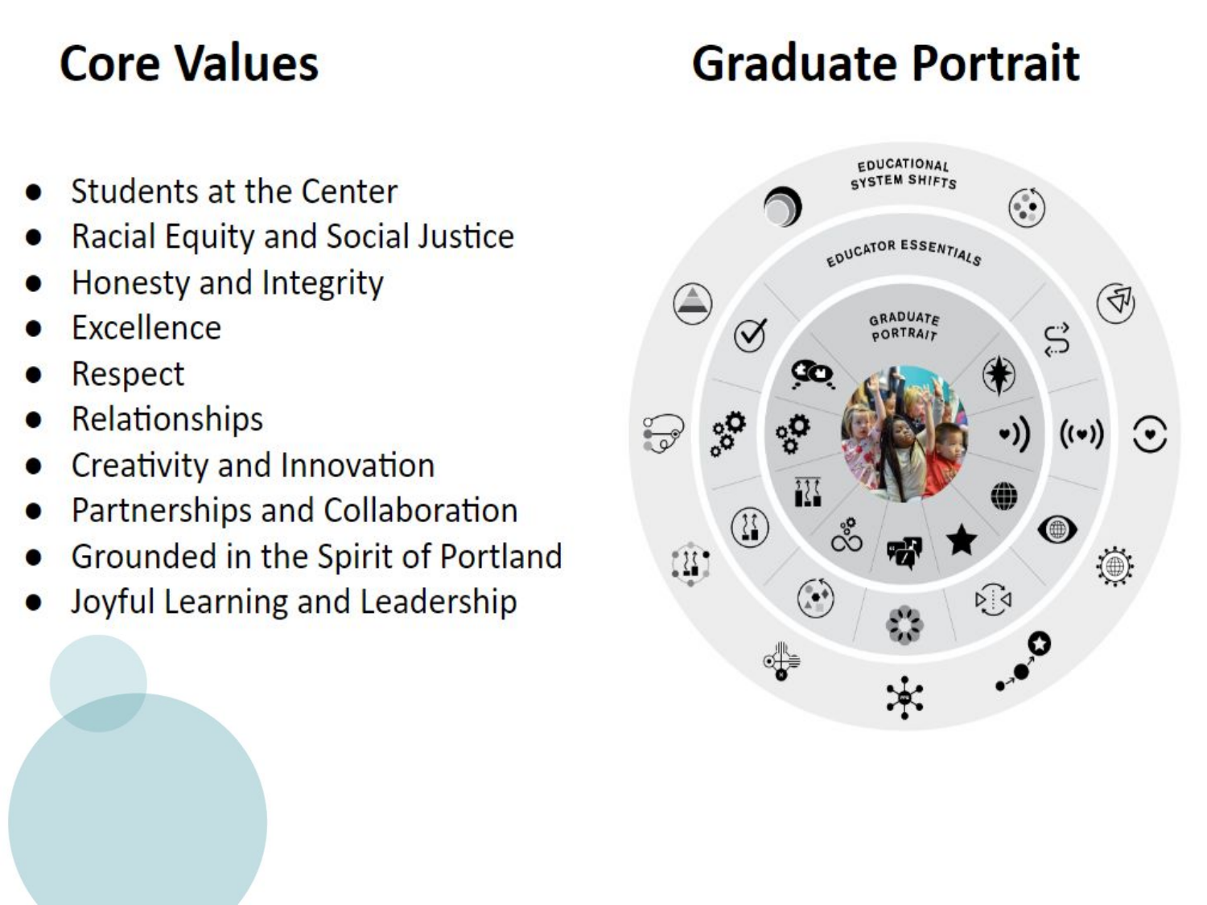## Core Values

- Students at the Center
- Racial Equity and Social Justice
- Honesty and Integrity
- Excellence
- Respect
- Relationships
- Creativity and Innovation
- Partnerships and Collaboration
- Grounded in the Spirit of Portland
- Joyful Learning and Leadership

## Graduate Portrait

EDUCATIONAL SYSTEM SHIFTS

EDUCATOR ESSENTIALS

GRADUATE PORTRAIT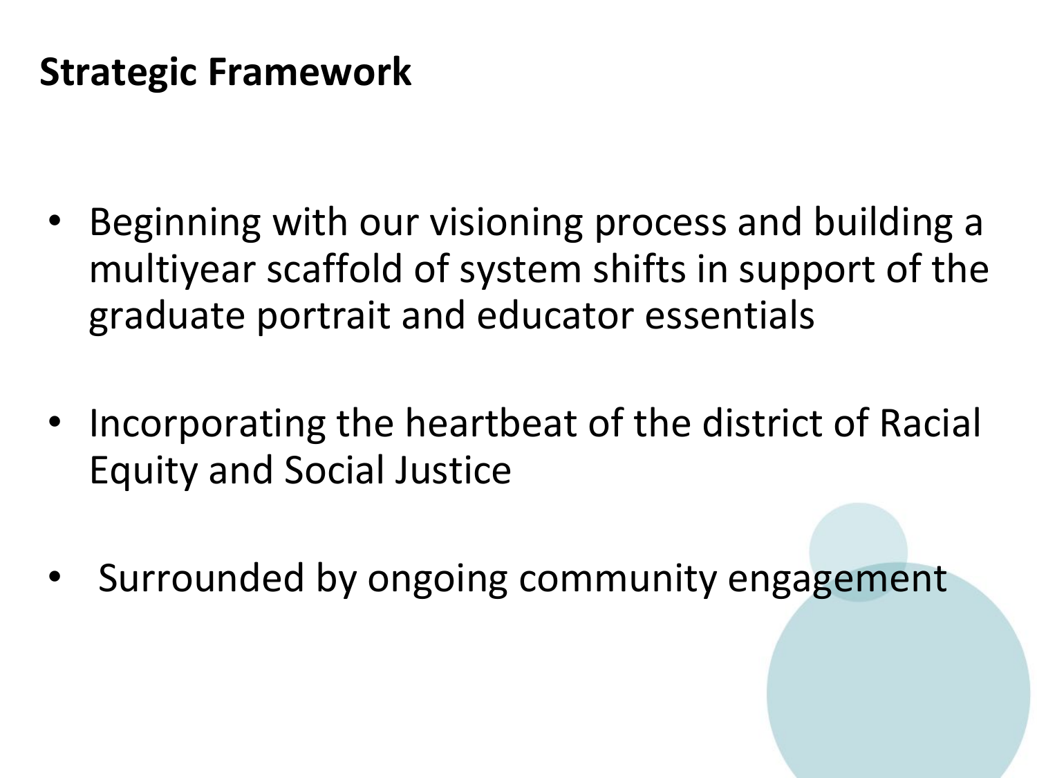# Strategic Framework

- Beginning with our visioning process and building a multiyear scaffold of system shifts in support of the graduate portrait and educator essentials
- Incorporating the heartbeat of the district of Racial Equity and Social Justice
- Surrounded by ongoing community engagement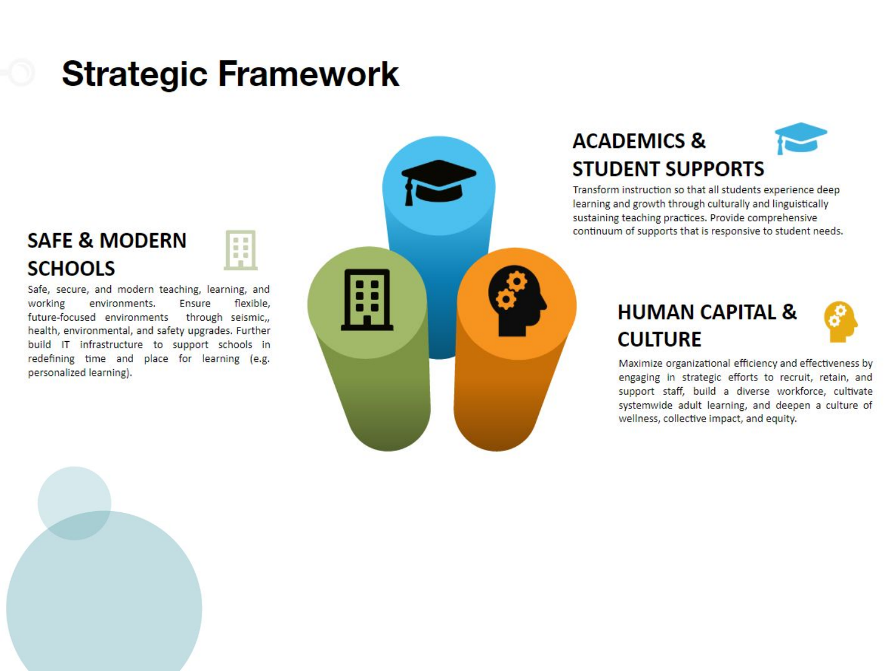# Strategic Framework

## ACADEMICS & STUDENT SUPPORTS

Transform instruction so that all students experience deep learning and growth through culturally and linguistically sustaining teaching practices. Provide comprehensive continuum of supports that is responsive to student needs.

## SAFE & MODERN SCHOOLS

Safe, secure, and modern teaching, learning, and working environments. Ensure flexible, future-focused environments through seismic,, health, environmental, and safety upgrades. Further build IT infrastructure to support schools in redefining time and place for learning (e.g. personalized learning).

## HUMAN CAPITAL & CULTURE

Maximize organizational efficiency and effectiveness by engaging in strategic efforts to recruit, retain, and support staff, build a diverse workforce, cultivate systemwide adult learning, and deepen a culture of wellness, collective impact, and equity.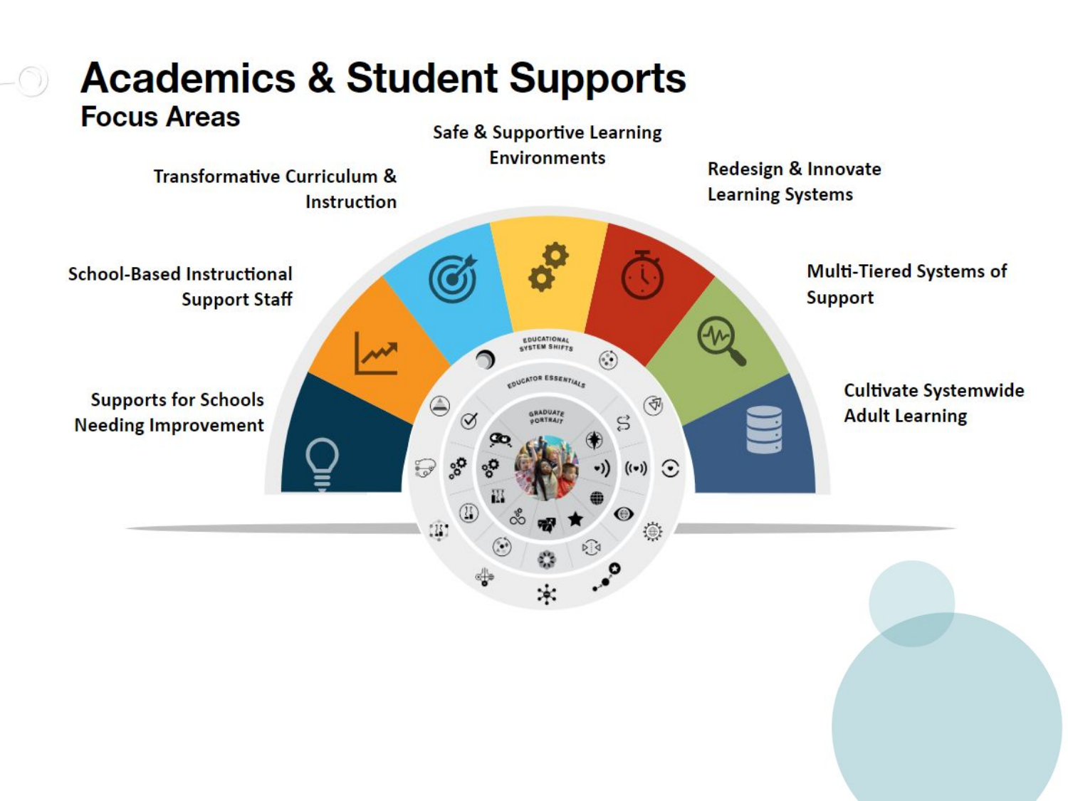# Academics & Student Supports

## Focus Areas

- Supports for Schools Needing Improvement
- School-Based Instructional Support Staff
- Transformative Curriculum & Instruction
- Safe & Supportive Learning Environments
- Redesign & Innovate Learning Systems
- Multi-Tiered Systems of Support
- Cultivate Systemwide Adult Learning

EDUCATIONAL SYSTEM SHIFTS

EDUCATOR ESSENTIALS

GRADUATE PORTRAIT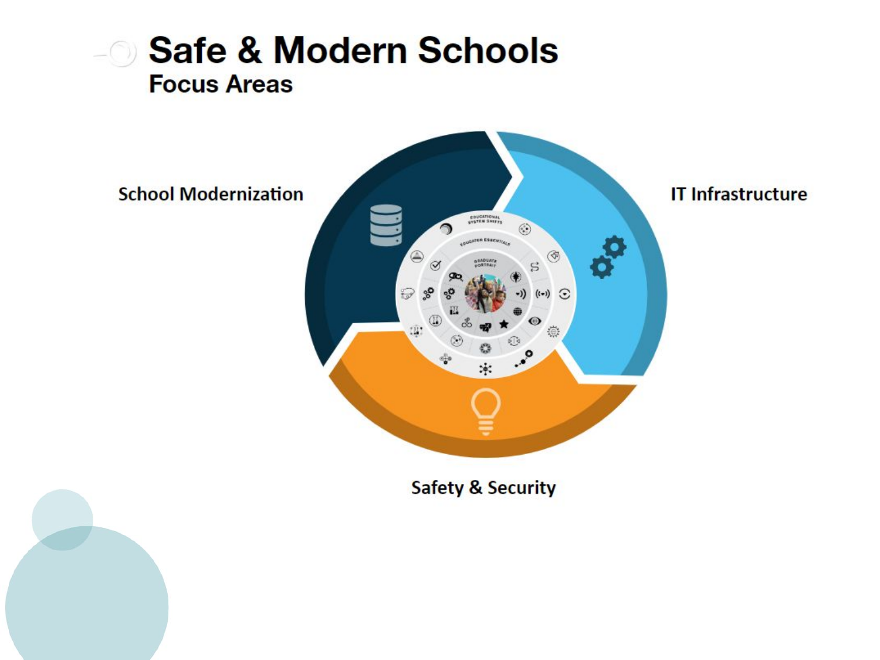# Safe & Modern Schools

## Focus Areas

School Modernization

IT Infrastructure

Safety & Security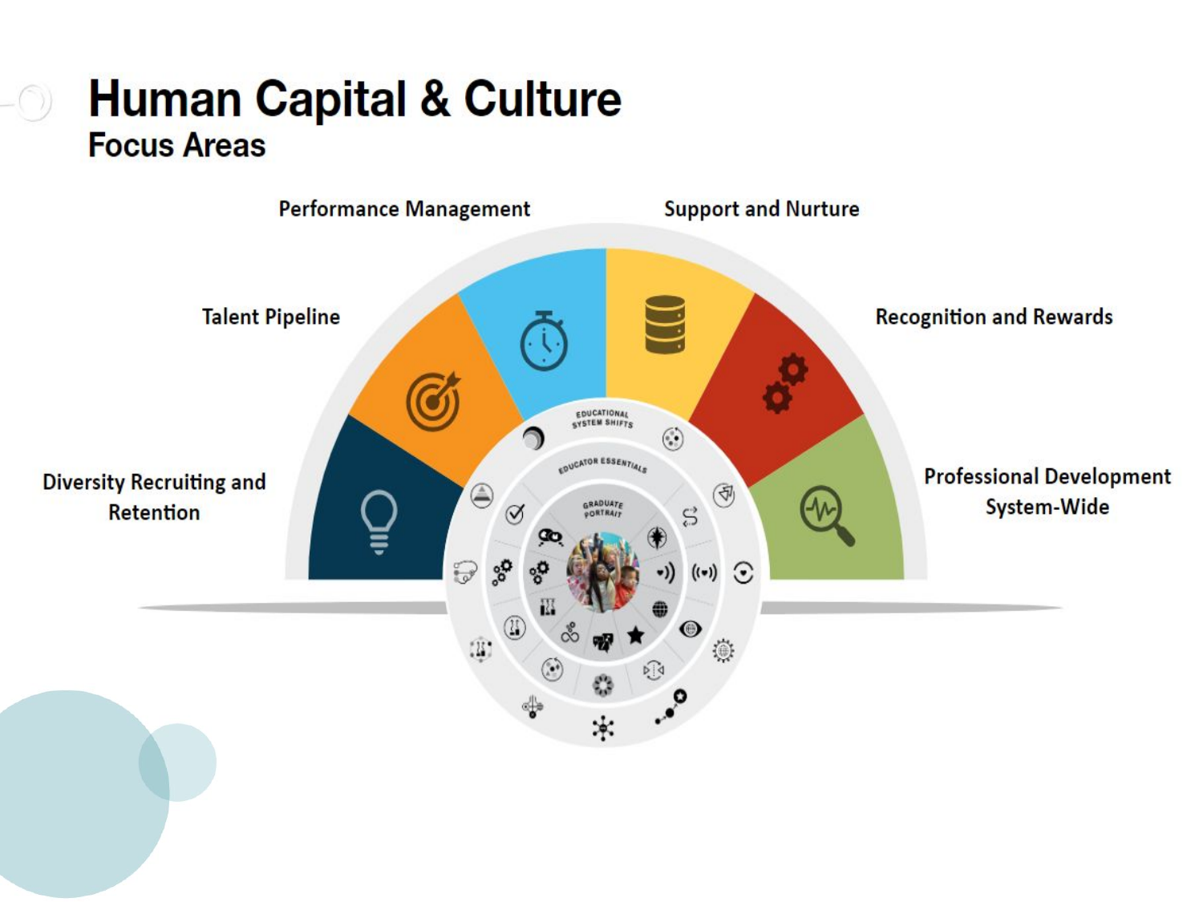# Human Capital & Culture

## Focus Areas

- Diversity Recruiting and Retention
- Talent Pipeline
- Performance Management
- Support and Nurture
- Recognition and Rewards
- Professional Development System-Wide

EDUCATIONAL SYSTEM SHIFTS

EDUCATOR ESSENTIALS

GRADUATE PORTRAIT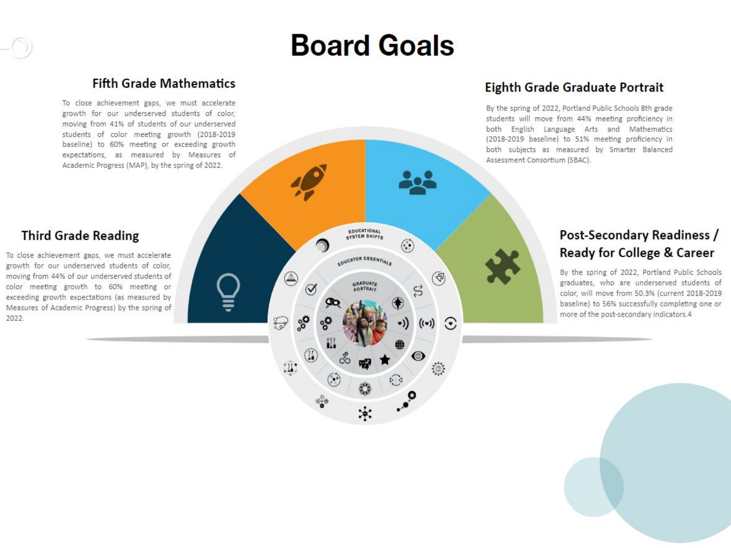# Board Goals

## Fifth Grade Mathematics

To close achievement gaps, we must accelerate growth for our underserved students of color, moving from 41% of students of our underserved students of color meeting growth (2018-2019 baseline) to 60% meeting or exceeding growth expectations, as measured by Measures of Academic Progress (MAP), by the spring of 2022.

## Eighth Grade Graduate Portrait

By the spring of 2022, Portland Public Schools 8th grade students will move from 44% meeting proficiency in both English Language Arts and Mathematics (2018-2019 baseline) to 51% meeting proficiency in both subjects as measured by Smarter Balanced Assessment Consortium (SBAC).

## Third Grade Reading

To close achievement gaps, we must accelerate growth for our underserved students of color, moving from 44% of our underserved students of color meeting growth to 60% meeting or exceeding growth expectations (as measured by Measures of Academic Progress) by the spring of 2022.

## Post-Secondary Readiness / Ready for College & Career

By the spring of 2022, Portland Public Schools graduates, who are underserved students of color, will move from 50.3% (current 2018-2019 baseline) to 56% successfully completing one or more of the post-secondary indicators.4

EDUCATIONAL SYSTEM SHIFTS

EDUCATOR ESSENTIALS

GRADUATE PORTRAIT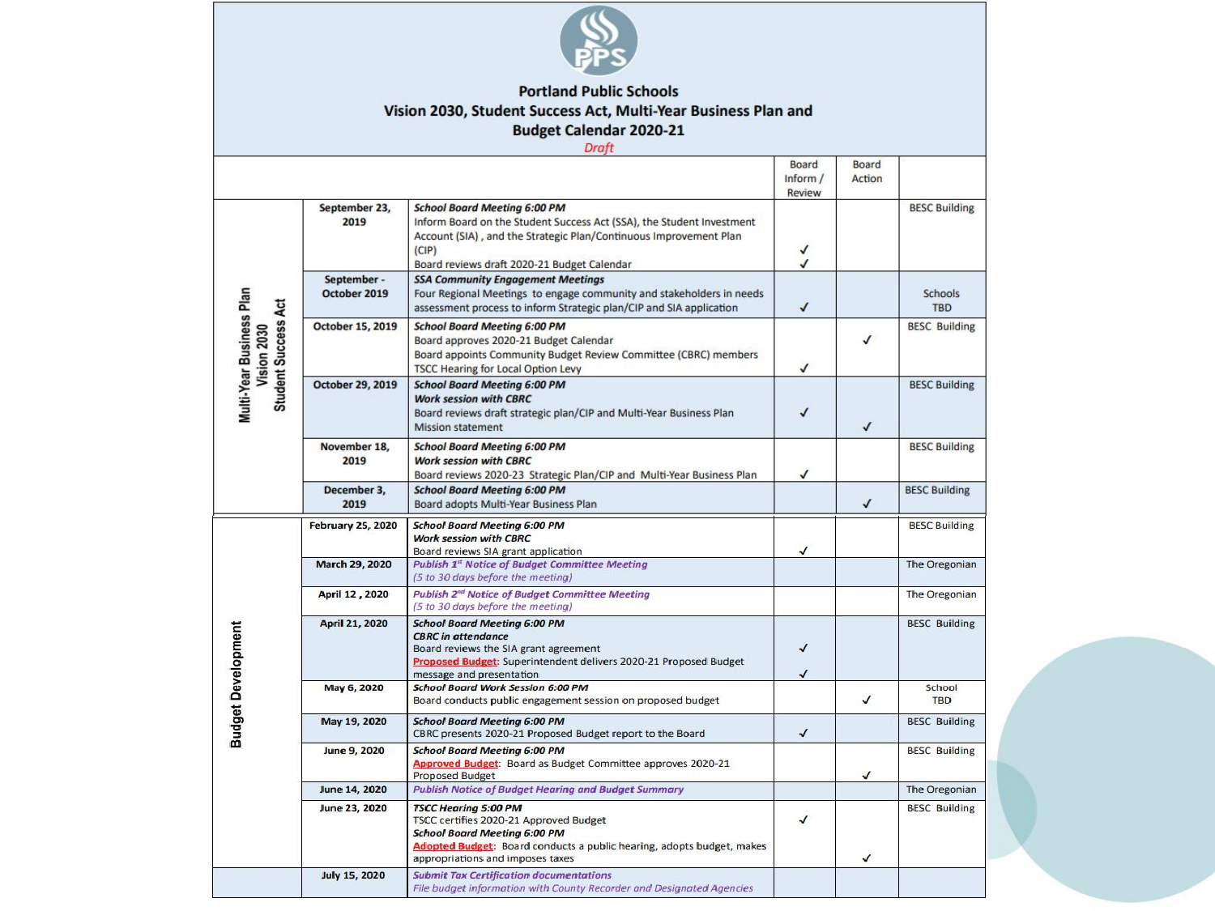# Portland Public Schools

## Vision 2030, Student Success Act, Multi-Year Business Plan and Budget Calendar 2020-21

*Draft*

| | | | Board Inform / Review | Board Action | |
|---|---|---|---|---|---|
| Multi-Year Business Plan Vision 2030 Student Success Act | September 23, 2019 | ***School Board Meeting 6:00 PM*** Inform Board on the Student Success Act (SSA), the Student Investment Account (SIA), and the Strategic Plan/Continuous Improvement Plan (CIP) Board reviews draft 2020-21 Budget Calendar | ✓ ✓ | | BESC Building |
| | September - October 2019 | ***SSA Community Engagement Meetings*** Four Regional Meetings to engage community and stakeholders in needs assessment process to inform Strategic plan/CIP and SIA application | ✓ | | Schools TBD |
| | October 15, 2019 | ***School Board Meeting 6:00 PM*** Board approves 2020-21 Budget Calendar Board appoints Community Budget Review Committee (CBRC) members TSCC Hearing for Local Option Levy | ✓ | ✓ | BESC Building |
| | October 29, 2019 | ***School Board Meeting 6:00 PM*** ***Work session with CBRC*** Board reviews draft strategic plan/CIP and Multi-Year Business Plan Mission statement | ✓ | ✓ | BESC Building |
| | November 18, 2019 | ***School Board Meeting 6:00 PM*** ***Work session with CBRC*** Board reviews 2020-23 Strategic Plan/CIP and Multi-Year Business Plan | ✓ | | BESC Building |
| | December 3, 2019 | ***School Board Meeting 6:00 PM*** Board adopts Multi-Year Business Plan | | ✓ | BESC Building |
| Budget Development | February 25, 2020 | ***School Board Meeting 6:00 PM*** ***Work session with CBRC*** Board reviews SIA grant application | ✓ | | BESC Building |
| | March 29, 2020 | ***Publish 1st Notice of Budget Committee Meeting*** *(5 to 30 days before the meeting)* | | | The Oregonian |
| | April 12, 2020 | ***Publish 2nd Notice of Budget Committee Meeting*** *(5 to 30 days before the meeting)* | | | The Oregonian |
| | April 21, 2020 | ***School Board Meeting 6:00 PM*** ***CBRC in attendance*** Board reviews the SIA grant agreement **Proposed Budget**: Superintendent delivers 2020-21 Proposed Budget message and presentation | ✓ ✓ | | BESC Building |
| | May 6, 2020 | ***School Board Work Session 6:00 PM*** Board conducts public engagement session on proposed budget | | ✓ | School TBD |
| | May 19, 2020 | ***School Board Meeting 6:00 PM*** CBRC presents 2020-21 Proposed Budget report to the Board | ✓ | | BESC Building |
| | June 9, 2020 | ***School Board Meeting 6:00 PM*** **Approved Budget**: Board as Budget Committee approves 2020-21 Proposed Budget | | ✓ | BESC Building |
| | June 14, 2020 | ***Publish Notice of Budget Hearing and Budget Summary*** | | | The Oregonian |
| | June 23, 2020 | ***TSCC Hearing 5:00 PM*** TSCC certifies 2020-21 Approved Budget ***School Board Meeting 6:00 PM*** **Adopted Budget**: Board conducts a public hearing, adopts budget, makes appropriations and imposes taxes | ✓ | ✓ | BESC Building |
| | July 15, 2020 | ***Submit Tax Certification documentations*** *File budget information with County Recorder and Designated Agencies* | | | |